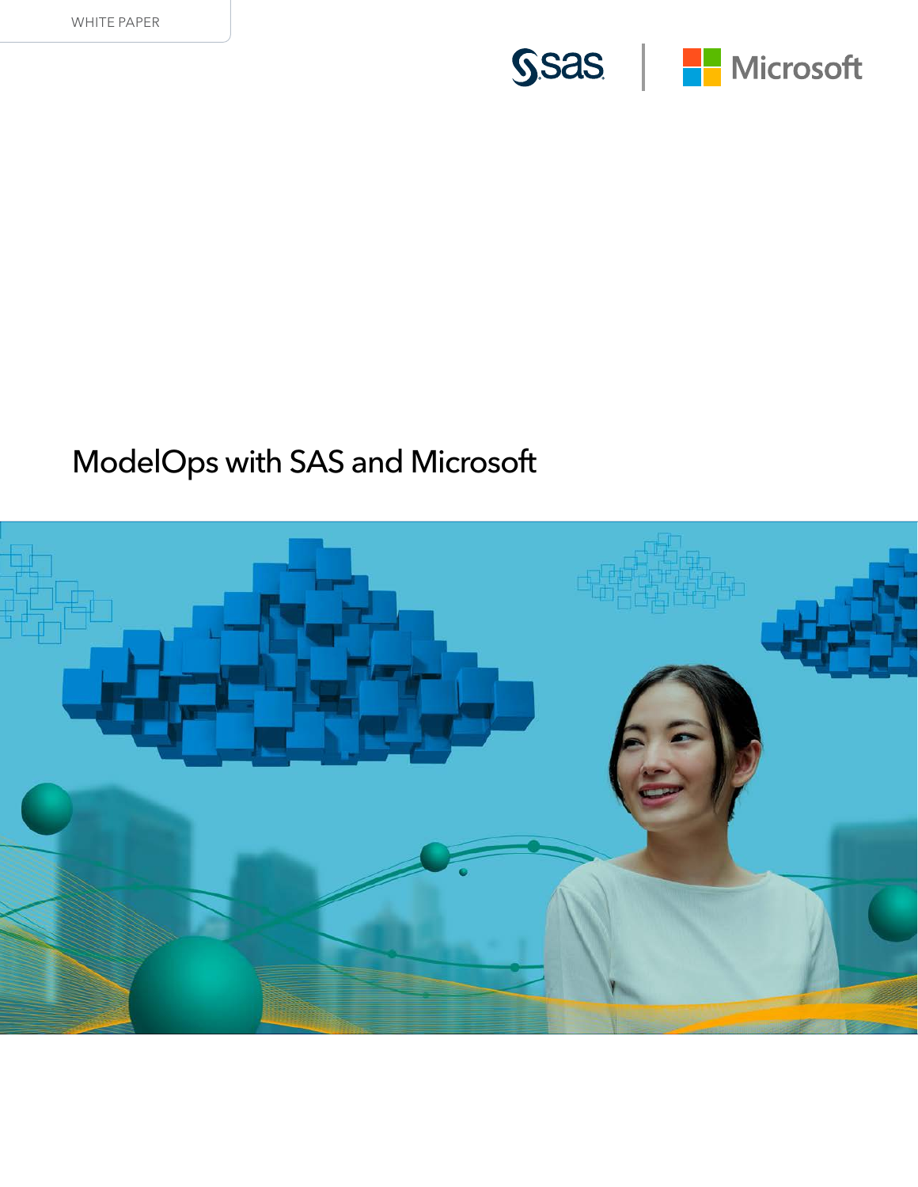WHITE PAPER

# ModelOps with SAS and Microsoft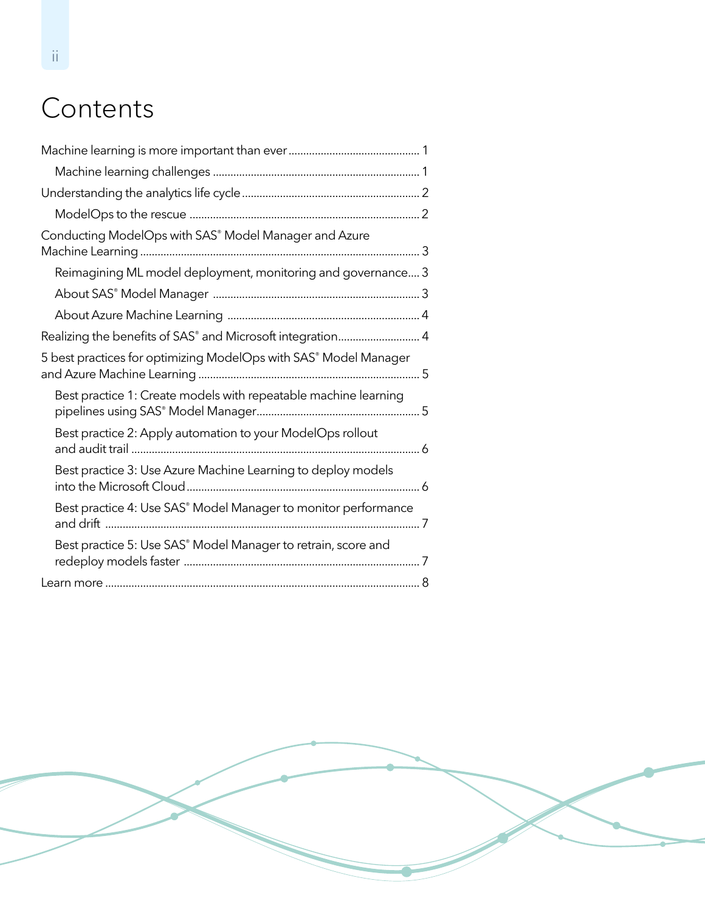# Contents

Machine learning is more important than ever ........................................... 1

  Machine learning challenges ........................................... 1

Understanding the analytics life cycle ........................................... 2

  ModelOps to the rescue ........................................... 2

Conducting ModelOps with SAS® Model Manager and Azure Machine Learning ........................................... 3

  Reimagining ML model deployment, monitoring and governance.... 3

  About SAS® Model Manager ........................................... 3

  About Azure Machine Learning ........................................... 4

Realizing the benefits of SAS® and Microsoft integration........................................... 4

5 best practices for optimizing ModelOps with SAS® Model Manager and Azure Machine Learning ........................................... 5

  Best practice 1: Create models with repeatable machine learning pipelines using SAS® Model Manager........................................... 5

  Best practice 2: Apply automation to your ModelOps rollout and audit trail ........................................... 6

  Best practice 3: Use Azure Machine Learning to deploy models into the Microsoft Cloud........................................... 6

  Best practice 4: Use SAS® Model Manager to monitor performance and drift ........................................... 7

  Best practice 5: Use SAS® Model Manager to retrain, score and redeploy models faster ........................................... 7

Learn more ........................................... 8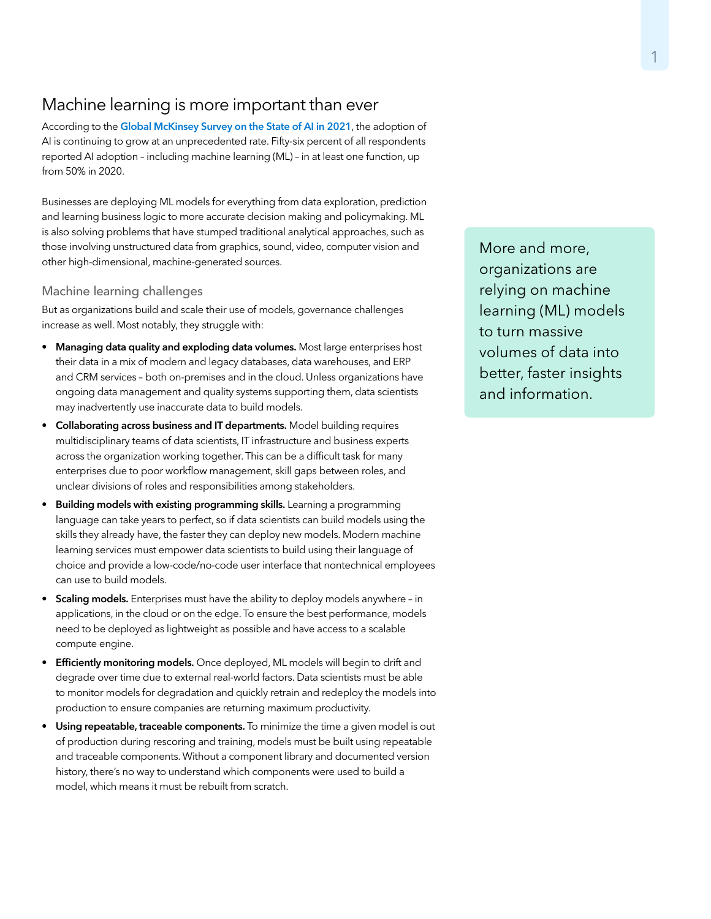## Machine learning is more important than ever

According to the **Global McKinsey Survey on the State of AI in 2021**, the adoption of AI is continuing to grow at an unprecedented rate. Fifty-six percent of all respondents reported AI adoption – including machine learning (ML) – in at least one function, up from 50% in 2020.

Businesses are deploying ML models for everything from data exploration, prediction and learning business logic to more accurate decision making and policymaking. ML is also solving problems that have stumped traditional analytical approaches, such as those involving unstructured data from graphics, sound, video, computer vision and other high-dimensional, machine-generated sources.

> More and more, organizations are relying on machine learning (ML) models to turn massive volumes of data into better, faster insights and information.

### Machine learning challenges

But as organizations build and scale their use of models, governance challenges increase as well. Most notably, they struggle with:

- **Managing data quality and exploding data volumes.** Most large enterprises host their data in a mix of modern and legacy databases, data warehouses, and ERP and CRM services – both on-premises and in the cloud. Unless organizations have ongoing data management and quality systems supporting them, data scientists may inadvertently use inaccurate data to build models.
- **Collaborating across business and IT departments.** Model building requires multidisciplinary teams of data scientists, IT infrastructure and business experts across the organization working together. This can be a difficult task for many enterprises due to poor workflow management, skill gaps between roles, and unclear divisions of roles and responsibilities among stakeholders.
- **Building models with existing programming skills.** Learning a programming language can take years to perfect, so if data scientists can build models using the skills they already have, the faster they can deploy new models. Modern machine learning services must empower data scientists to build using their language of choice and provide a low-code/no-code user interface that nontechnical employees can use to build models.
- **Scaling models.** Enterprises must have the ability to deploy models anywhere – in applications, in the cloud or on the edge. To ensure the best performance, models need to be deployed as lightweight as possible and have access to a scalable compute engine.
- **Efficiently monitoring models.** Once deployed, ML models will begin to drift and degrade over time due to external real-world factors. Data scientists must be able to monitor models for degradation and quickly retrain and redeploy the models into production to ensure companies are returning maximum productivity.
- **Using repeatable, traceable components.** To minimize the time a given model is out of production during rescoring and training, models must be built using repeatable and traceable components. Without a component library and documented version history, there's no way to understand which components were used to build a model, which means it must be rebuilt from scratch.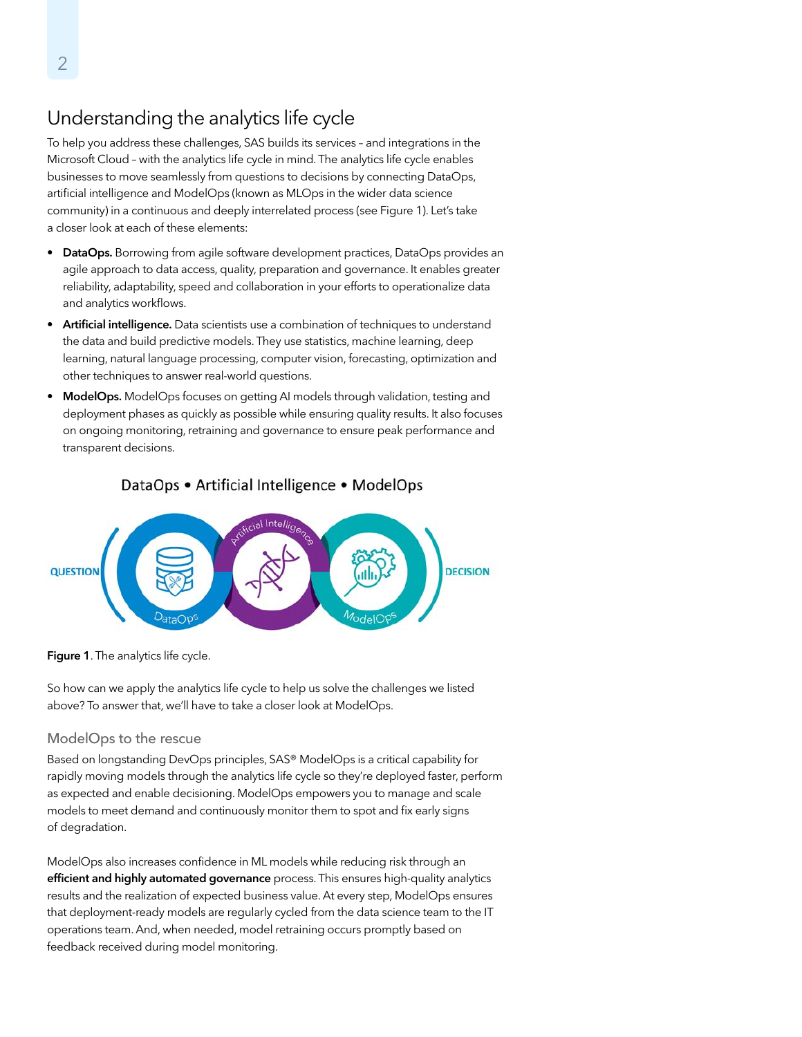## Understanding the analytics life cycle

To help you address these challenges, SAS builds its services – and integrations in the Microsoft Cloud – with the analytics life cycle in mind. The analytics life cycle enables businesses to move seamlessly from questions to decisions by connecting DataOps, artificial intelligence and ModelOps (known as MLOps in the wider data science community) in a continuous and deeply interrelated process (see Figure 1). Let's take a closer look at each of these elements:

- **DataOps.** Borrowing from agile software development practices, DataOps provides an agile approach to data access, quality, preparation and governance. It enables greater reliability, adaptability, speed and collaboration in your efforts to operationalize data and analytics workflows.
- **Artificial intelligence.** Data scientists use a combination of techniques to understand the data and build predictive models. They use statistics, machine learning, deep learning, natural language processing, computer vision, forecasting, optimization and other techniques to answer real-world questions.
- **ModelOps.** ModelOps focuses on getting AI models through validation, testing and deployment phases as quickly as possible while ensuring quality results. It also focuses on ongoing monitoring, retraining and governance to ensure peak performance and transparent decisions.

DataOps • Artificial Intelligence • ModelOps

QUESTION — DataOps — Artificial Intelligence — ModelOps — DECISION

**Figure 1**. The analytics life cycle.

So how can we apply the analytics life cycle to help us solve the challenges we listed above? To answer that, we'll have to take a closer look at ModelOps.

### ModelOps to the rescue

Based on longstanding DevOps principles, SAS® ModelOps is a critical capability for rapidly moving models through the analytics life cycle so they're deployed faster, perform as expected and enable decisioning. ModelOps empowers you to manage and scale models to meet demand and continuously monitor them to spot and fix early signs of degradation.

ModelOps also increases confidence in ML models while reducing risk through an **efficient and highly automated governance** process. This ensures high-quality analytics results and the realization of expected business value. At every step, ModelOps ensures that deployment-ready models are regularly cycled from the data science team to the IT operations team. And, when needed, model retraining occurs promptly based on feedback received during model monitoring.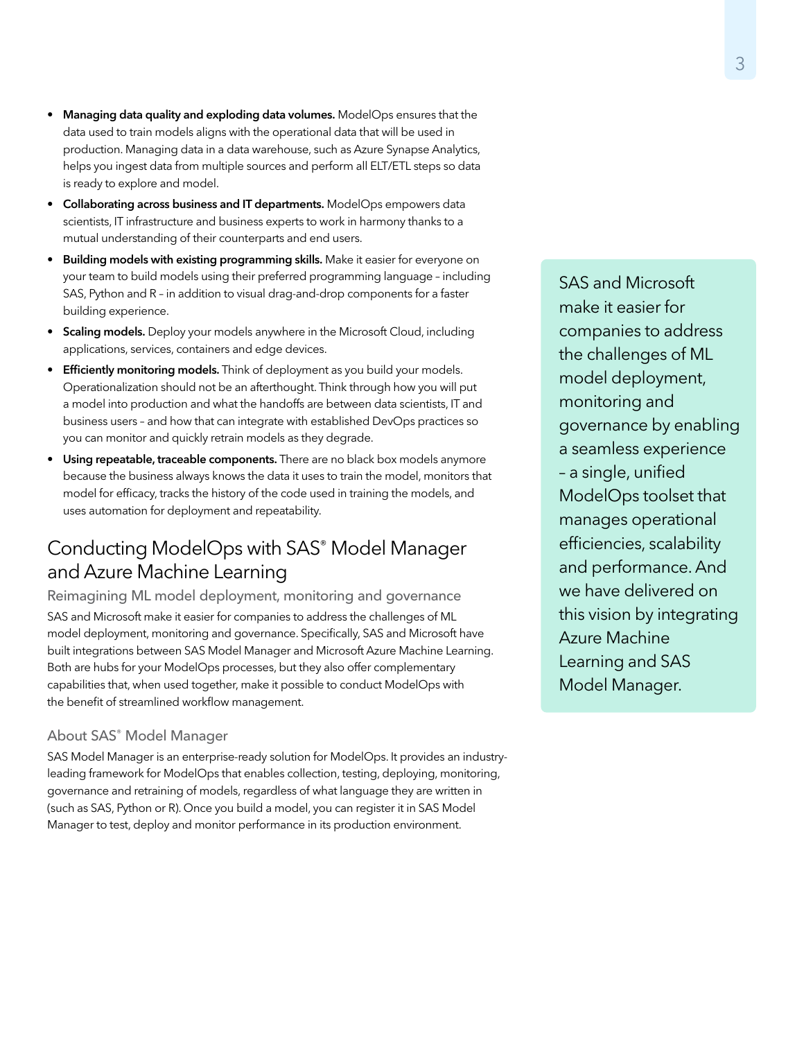- **Managing data quality and exploding data volumes.** ModelOps ensures that the data used to train models aligns with the operational data that will be used in production. Managing data in a data warehouse, such as Azure Synapse Analytics, helps you ingest data from multiple sources and perform all ELT/ETL steps so data is ready to explore and model.
- **Collaborating across business and IT departments.** ModelOps empowers data scientists, IT infrastructure and business experts to work in harmony thanks to a mutual understanding of their counterparts and end users.
- **Building models with existing programming skills.** Make it easier for everyone on your team to build models using their preferred programming language – including SAS, Python and R – in addition to visual drag-and-drop components for a faster building experience.
- **Scaling models.** Deploy your models anywhere in the Microsoft Cloud, including applications, services, containers and edge devices.
- **Efficiently monitoring models.** Think of deployment as you build your models. Operationalization should not be an afterthought. Think through how you will put a model into production and what the handoffs are between data scientists, IT and business users – and how that can integrate with established DevOps practices so you can monitor and quickly retrain models as they degrade.
- **Using repeatable, traceable components.** There are no black box models anymore because the business always knows the data it uses to train the model, monitors that model for efficacy, tracks the history of the code used in training the models, and uses automation for deployment and repeatability.

## Conducting ModelOps with SAS® Model Manager and Azure Machine Learning

### Reimagining ML model deployment, monitoring and governance

SAS and Microsoft make it easier for companies to address the challenges of ML model deployment, monitoring and governance. Specifically, SAS and Microsoft have built integrations between SAS Model Manager and Microsoft Azure Machine Learning. Both are hubs for your ModelOps processes, but they also offer complementary capabilities that, when used together, make it possible to conduct ModelOps with the benefit of streamlined workflow management.

### About SAS® Model Manager

SAS Model Manager is an enterprise-ready solution for ModelOps. It provides an industry-leading framework for ModelOps that enables collection, testing, deploying, monitoring, governance and retraining of models, regardless of what language they are written in (such as SAS, Python or R). Once you build a model, you can register it in SAS Model Manager to test, deploy and monitor performance in its production environment.

> SAS and Microsoft make it easier for companies to address the challenges of ML model deployment, monitoring and governance by enabling a seamless experience – a single, unified ModelOps toolset that manages operational efficiencies, scalability and performance. And we have delivered on this vision by integrating Azure Machine Learning and SAS Model Manager.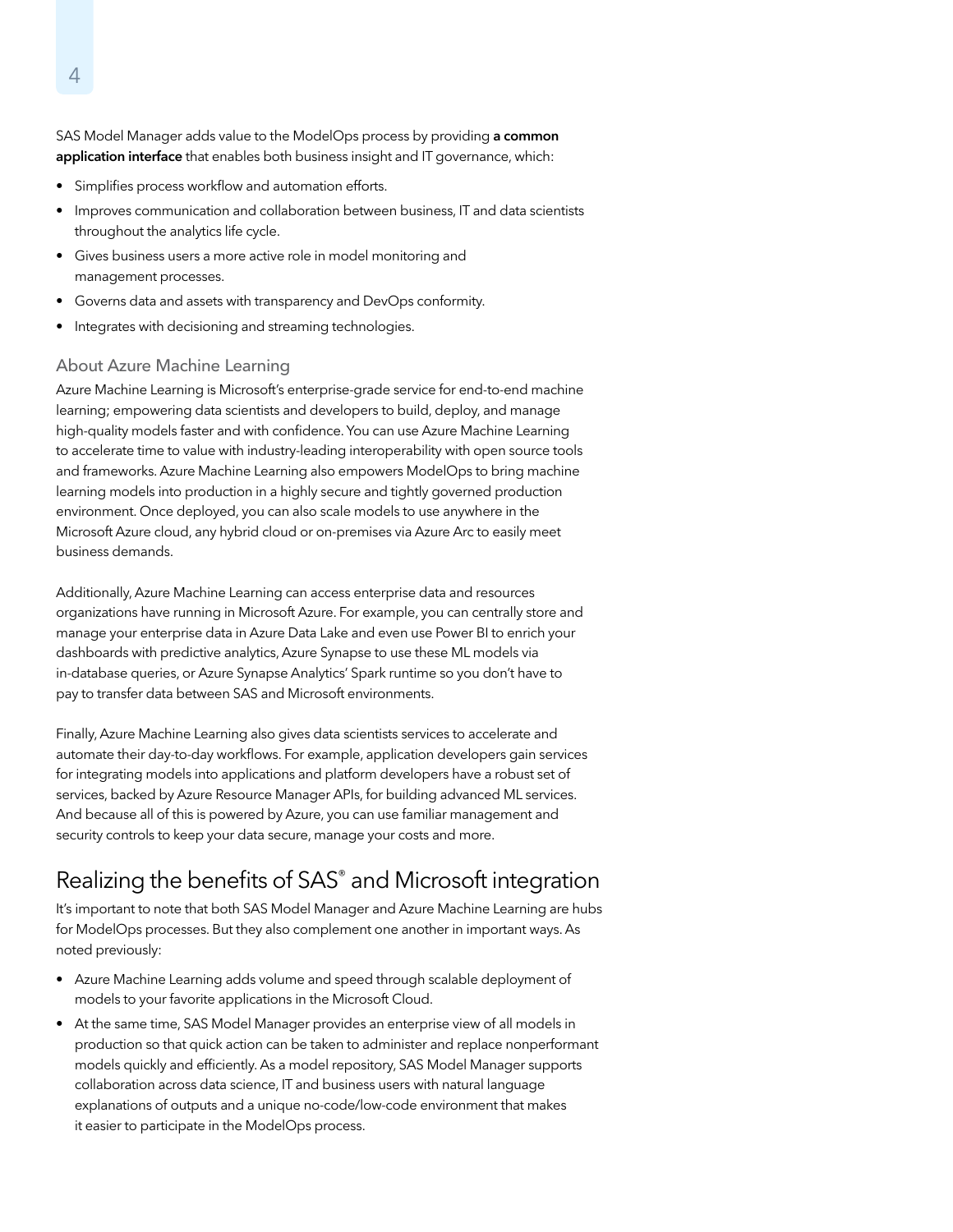SAS Model Manager adds value to the ModelOps process by providing **a common application interface** that enables both business insight and IT governance, which:

- Simplifies process workflow and automation efforts.
- Improves communication and collaboration between business, IT and data scientists throughout the analytics life cycle.
- Gives business users a more active role in model monitoring and management processes.
- Governs data and assets with transparency and DevOps conformity.
- Integrates with decisioning and streaming technologies.

### About Azure Machine Learning

Azure Machine Learning is Microsoft's enterprise-grade service for end-to-end machine learning; empowering data scientists and developers to build, deploy, and manage high-quality models faster and with confidence. You can use Azure Machine Learning to accelerate time to value with industry-leading interoperability with open source tools and frameworks. Azure Machine Learning also empowers ModelOps to bring machine learning models into production in a highly secure and tightly governed production environment. Once deployed, you can also scale models to use anywhere in the Microsoft Azure cloud, any hybrid cloud or on-premises via Azure Arc to easily meet business demands.

Additionally, Azure Machine Learning can access enterprise data and resources organizations have running in Microsoft Azure. For example, you can centrally store and manage your enterprise data in Azure Data Lake and even use Power BI to enrich your dashboards with predictive analytics, Azure Synapse to use these ML models via in-database queries, or Azure Synapse Analytics' Spark runtime so you don't have to pay to transfer data between SAS and Microsoft environments.

Finally, Azure Machine Learning also gives data scientists services to accelerate and automate their day-to-day workflows. For example, application developers gain services for integrating models into applications and platform developers have a robust set of services, backed by Azure Resource Manager APIs, for building advanced ML services. And because all of this is powered by Azure, you can use familiar management and security controls to keep your data secure, manage your costs and more.

## Realizing the benefits of SAS® and Microsoft integration

It's important to note that both SAS Model Manager and Azure Machine Learning are hubs for ModelOps processes. But they also complement one another in important ways. As noted previously:

- Azure Machine Learning adds volume and speed through scalable deployment of models to your favorite applications in the Microsoft Cloud.
- At the same time, SAS Model Manager provides an enterprise view of all models in production so that quick action can be taken to administer and replace nonperformant models quickly and efficiently. As a model repository, SAS Model Manager supports collaboration across data science, IT and business users with natural language explanations of outputs and a unique no-code/low-code environment that makes it easier to participate in the ModelOps process.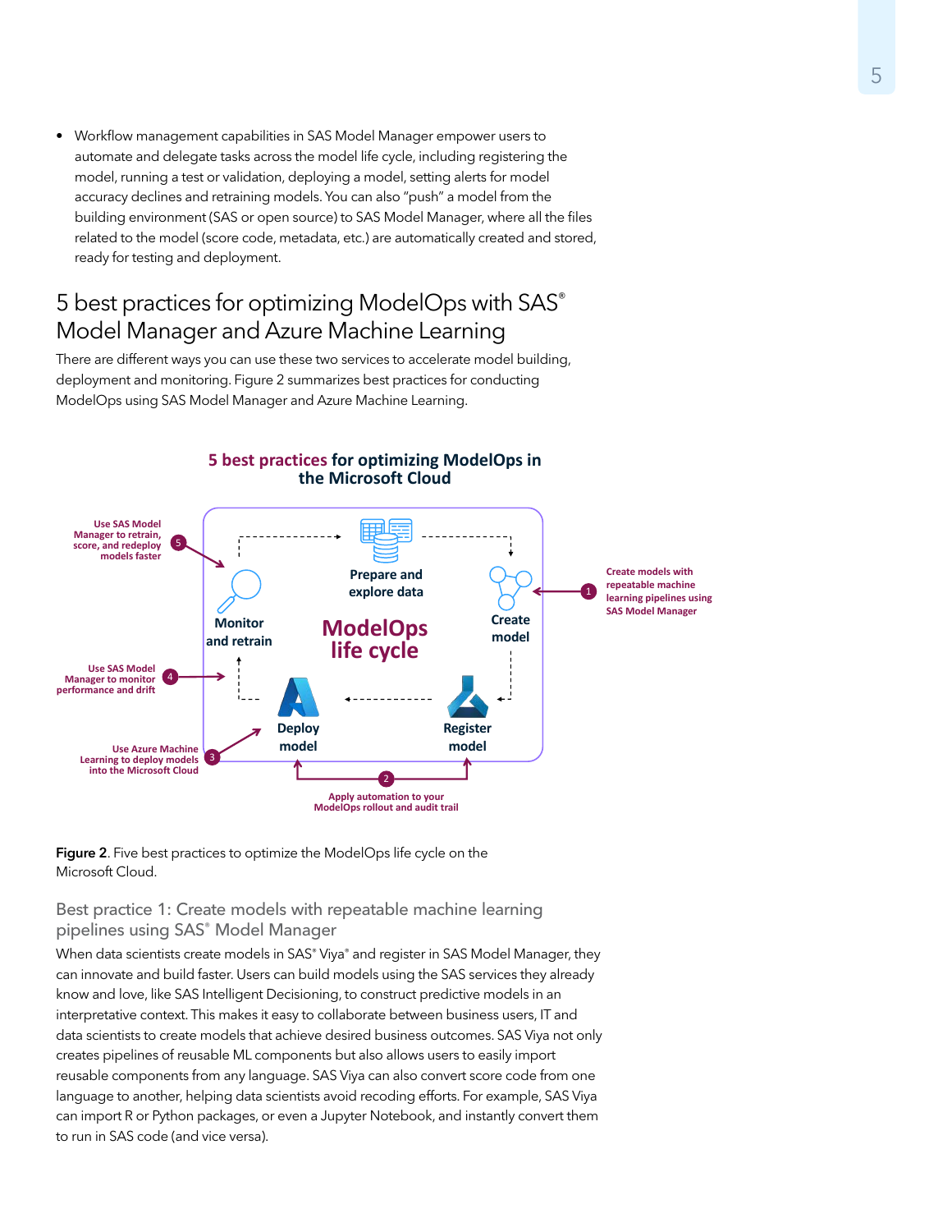- Workflow management capabilities in SAS Model Manager empower users to automate and delegate tasks across the model life cycle, including registering the model, running a test or validation, deploying a model, setting alerts for model accuracy declines and retraining models. You can also "push" a model from the building environment (SAS or open source) to SAS Model Manager, where all the files related to the model (score code, metadata, etc.) are automatically created and stored, ready for testing and deployment.

## 5 best practices for optimizing ModelOps with SAS® Model Manager and Azure Machine Learning

There are different ways you can use these two services to accelerate model building, deployment and monitoring. Figure 2 summarizes best practices for conducting ModelOps using SAS Model Manager and Azure Machine Learning.

**5 best practices for optimizing ModelOps in the Microsoft Cloud**

ModelOps life cycle: Prepare and explore data → Create model → Register model → Deploy model → Monitor and retrain

1. Create models with repeatable machine learning pipelines using SAS Model Manager
2. Apply automation to your ModelOps rollout and audit trail
3. Use Azure Machine Learning to deploy models into the Microsoft Cloud
4. Use SAS Model Manager to monitor performance and drift
5. Use SAS Model Manager to retrain, score, and redeploy models faster

**Figure 2**. Five best practices to optimize the ModelOps life cycle on the Microsoft Cloud.

### Best practice 1: Create models with repeatable machine learning pipelines using SAS® Model Manager

When data scientists create models in SAS® Viya® and register in SAS Model Manager, they can innovate and build faster. Users can build models using the SAS services they already know and love, like SAS Intelligent Decisioning, to construct predictive models in an interpretative context. This makes it easy to collaborate between business users, IT and data scientists to create models that achieve desired business outcomes. SAS Viya not only creates pipelines of reusable ML components but also allows users to easily import reusable components from any language. SAS Viya can also convert score code from one language to another, helping data scientists avoid recoding efforts. For example, SAS Viya can import R or Python packages, or even a Jupyter Notebook, and instantly convert them to run in SAS code (and vice versa).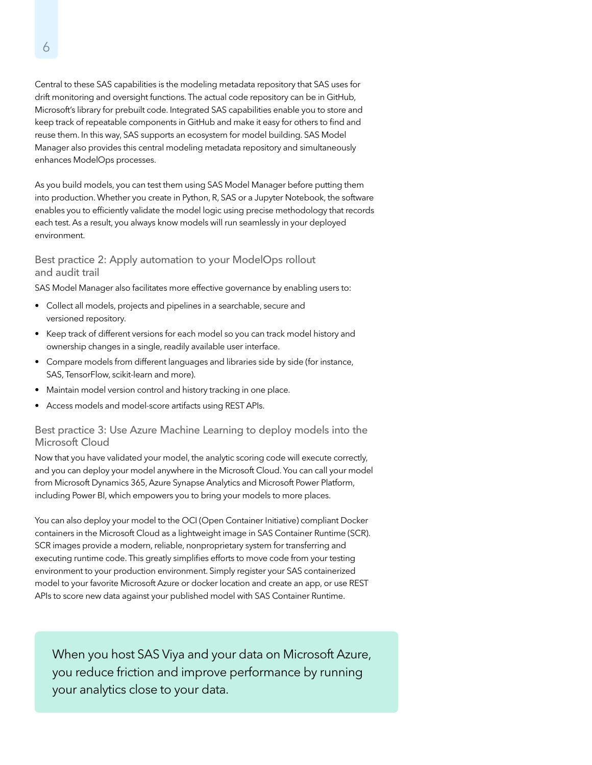Central to these SAS capabilities is the modeling metadata repository that SAS uses for drift monitoring and oversight functions. The actual code repository can be in GitHub, Microsoft's library for prebuilt code. Integrated SAS capabilities enable you to store and keep track of repeatable components in GitHub and make it easy for others to find and reuse them. In this way, SAS supports an ecosystem for model building. SAS Model Manager also provides this central modeling metadata repository and simultaneously enhances ModelOps processes.

As you build models, you can test them using SAS Model Manager before putting them into production. Whether you create in Python, R, SAS or a Jupyter Notebook, the software enables you to efficiently validate the model logic using precise methodology that records each test. As a result, you always know models will run seamlessly in your deployed environment.

### Best practice 2: Apply automation to your ModelOps rollout and audit trail

SAS Model Manager also facilitates more effective governance by enabling users to:

- Collect all models, projects and pipelines in a searchable, secure and versioned repository.
- Keep track of different versions for each model so you can track model history and ownership changes in a single, readily available user interface.
- Compare models from different languages and libraries side by side (for instance, SAS, TensorFlow, scikit-learn and more).
- Maintain model version control and history tracking in one place.
- Access models and model-score artifacts using REST APIs.

### Best practice 3: Use Azure Machine Learning to deploy models into the Microsoft Cloud

Now that you have validated your model, the analytic scoring code will execute correctly, and you can deploy your model anywhere in the Microsoft Cloud. You can call your model from Microsoft Dynamics 365, Azure Synapse Analytics and Microsoft Power Platform, including Power BI, which empowers you to bring your models to more places.

You can also deploy your model to the OCI (Open Container Initiative) compliant Docker containers in the Microsoft Cloud as a lightweight image in SAS Container Runtime (SCR). SCR images provide a modern, reliable, nonproprietary system for transferring and executing runtime code. This greatly simplifies efforts to move code from your testing environment to your production environment. Simply register your SAS containerized model to your favorite Microsoft Azure or docker location and create an app, or use REST APIs to score new data against your published model with SAS Container Runtime.

> When you host SAS Viya and your data on Microsoft Azure, you reduce friction and improve performance by running your analytics close to your data.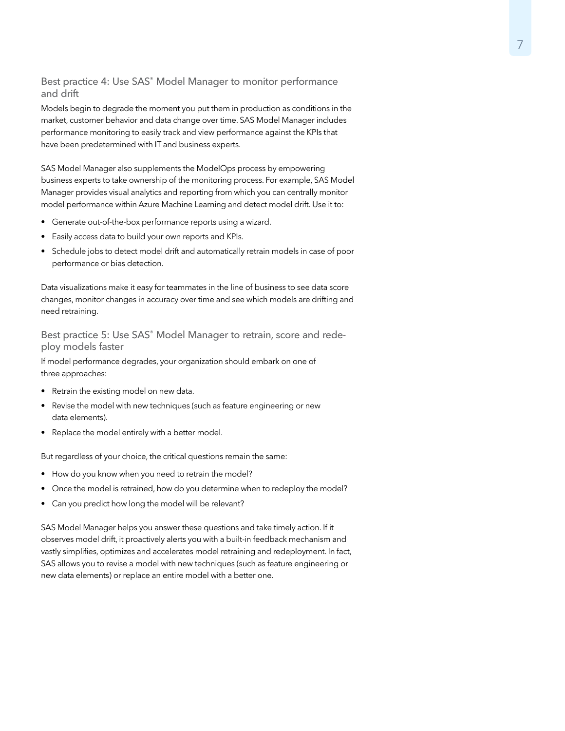### Best practice 4: Use SAS® Model Manager to monitor performance and drift

Models begin to degrade the moment you put them in production as conditions in the market, customer behavior and data change over time. SAS Model Manager includes performance monitoring to easily track and view performance against the KPIs that have been predetermined with IT and business experts.

SAS Model Manager also supplements the ModelOps process by empowering business experts to take ownership of the monitoring process. For example, SAS Model Manager provides visual analytics and reporting from which you can centrally monitor model performance within Azure Machine Learning and detect model drift. Use it to:

- Generate out-of-the-box performance reports using a wizard.
- Easily access data to build your own reports and KPIs.
- Schedule jobs to detect model drift and automatically retrain models in case of poor performance or bias detection.

Data visualizations make it easy for teammates in the line of business to see data score changes, monitor changes in accuracy over time and see which models are drifting and need retraining.

### Best practice 5: Use SAS® Model Manager to retrain, score and redeploy models faster

If model performance degrades, your organization should embark on one of three approaches:

- Retrain the existing model on new data.
- Revise the model with new techniques (such as feature engineering or new data elements).
- Replace the model entirely with a better model.

But regardless of your choice, the critical questions remain the same:

- How do you know when you need to retrain the model?
- Once the model is retrained, how do you determine when to redeploy the model?
- Can you predict how long the model will be relevant?

SAS Model Manager helps you answer these questions and take timely action. If it observes model drift, it proactively alerts you with a built-in feedback mechanism and vastly simplifies, optimizes and accelerates model retraining and redeployment. In fact, SAS allows you to revise a model with new techniques (such as feature engineering or new data elements) or replace an entire model with a better one.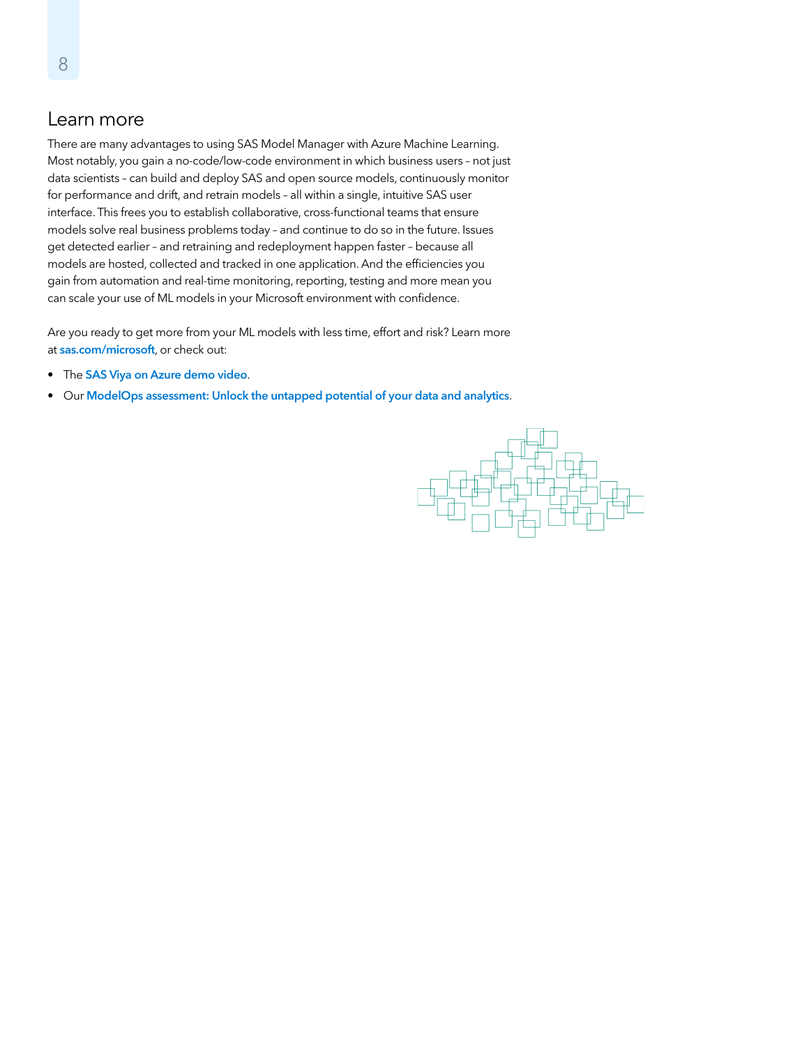## Learn more

There are many advantages to using SAS Model Manager with Azure Machine Learning. Most notably, you gain a no-code/low-code environment in which business users – not just data scientists – can build and deploy SAS and open source models, continuously monitor for performance and drift, and retrain models – all within a single, intuitive SAS user interface. This frees you to establish collaborative, cross-functional teams that ensure models solve real business problems today – and continue to do so in the future. Issues get detected earlier – and retraining and redeployment happen faster – because all models are hosted, collected and tracked in one application. And the efficiencies you gain from automation and real-time monitoring, reporting, testing and more mean you can scale your use of ML models in your Microsoft environment with confidence.

Are you ready to get more from your ML models with less time, effort and risk? Learn more at **sas.com/microsoft**, or check out:

- The **SAS Viya on Azure demo video**.
- Our **ModelOps assessment: Unlock the untapped potential of your data and analytics**.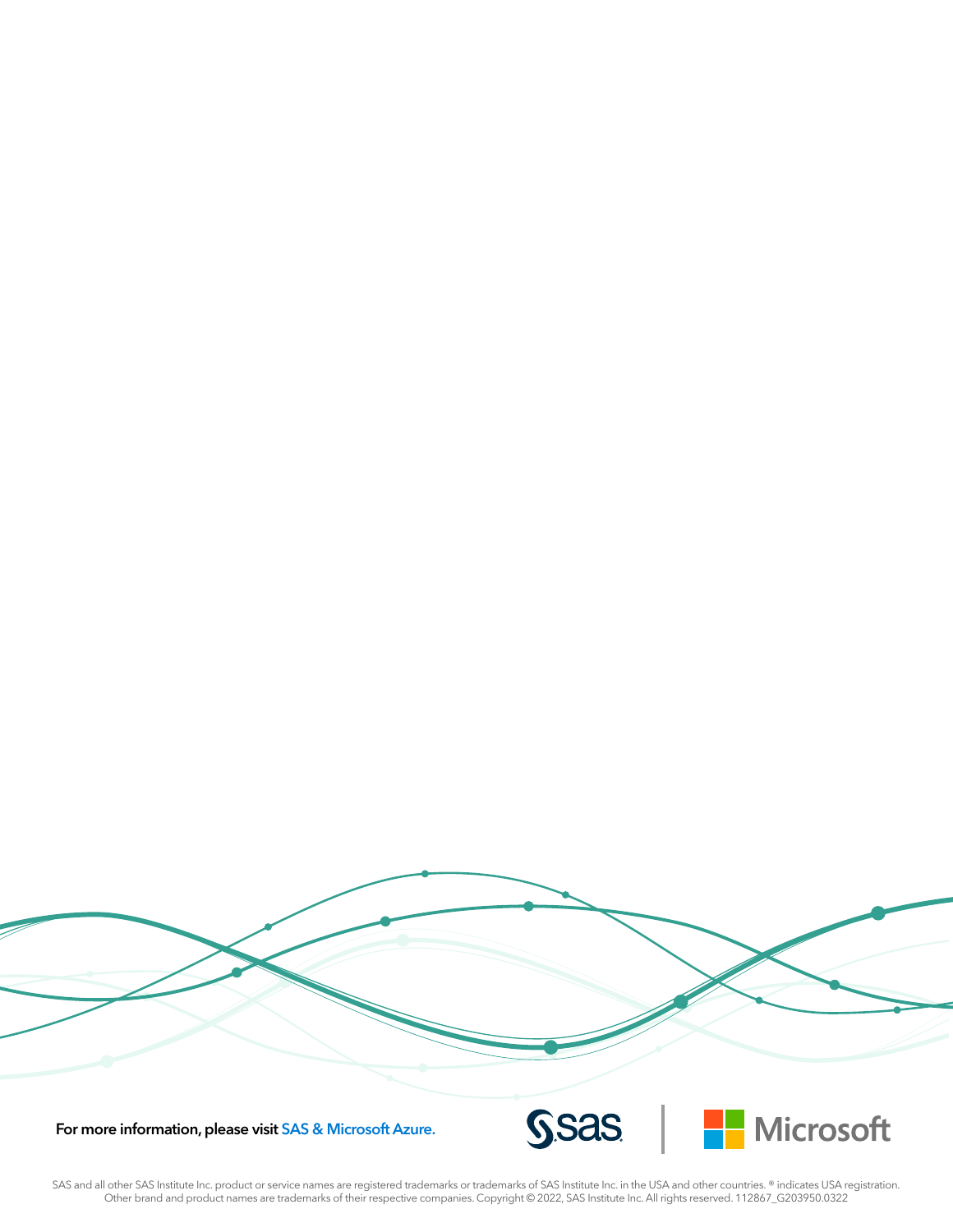**For more information, please visit** SAS & Microsoft Azure.

SAS and all other SAS Institute Inc. product or service names are registered trademarks or trademarks of SAS Institute Inc. in the USA and other countries. ® indicates USA registration. Other brand and product names are trademarks of their respective companies. Copyright © 2022, SAS Institute Inc. All rights reserved. 112867_G203950.0322